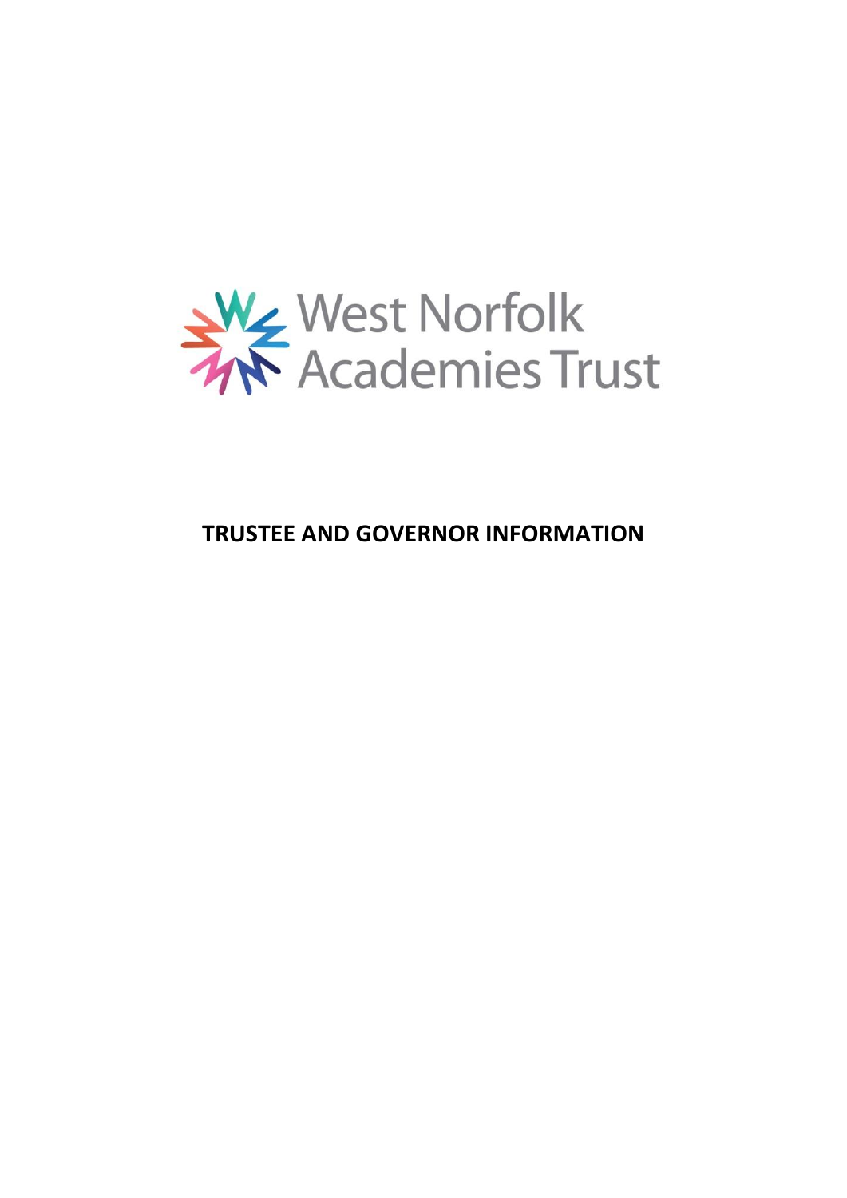West Norfolk Academies Trust

# TRUSTEE AND GOVERNOR INFORMATION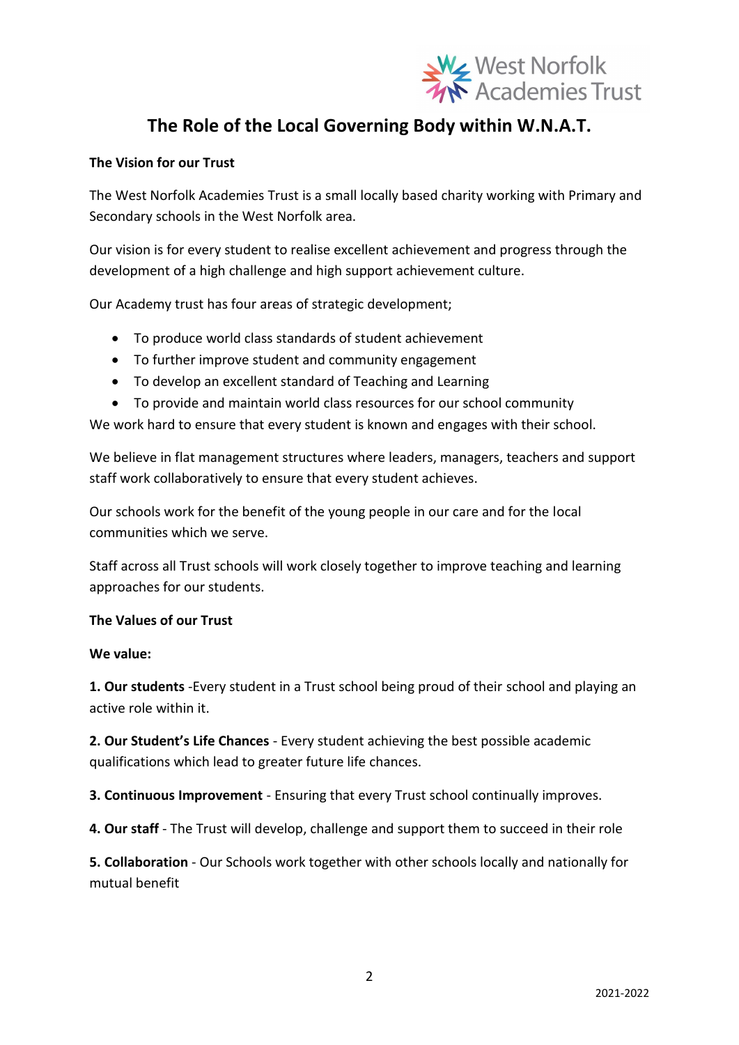# The Role of the Local Governing Body within W.N.A.T.

**The Vision for our Trust**

The West Norfolk Academies Trust is a small locally based charity working with Primary and Secondary schools in the West Norfolk area.

Our vision is for every student to realise excellent achievement and progress through the development of a high challenge and high support achievement culture.

Our Academy trust has four areas of strategic development;

- To produce world class standards of student achievement
- To further improve student and community engagement
- To develop an excellent standard of Teaching and Learning
- To provide and maintain world class resources for our school community

We work hard to ensure that every student is known and engages with their school.

We believe in flat management structures where leaders, managers, teachers and support staff work collaboratively to ensure that every student achieves.

Our schools work for the benefit of the young people in our care and for the local communities which we serve.

Staff across all Trust schools will work closely together to improve teaching and learning approaches for our students.

**The Values of our Trust**

**We value:**

**1. Our students** -Every student in a Trust school being proud of their school and playing an active role within it.

**2. Our Student's Life Chances** - Every student achieving the best possible academic qualifications which lead to greater future life chances.

**3. Continuous Improvement** - Ensuring that every Trust school continually improves.

**4. Our staff** - The Trust will develop, challenge and support them to succeed in their role

**5. Collaboration** - Our Schools work together with other schools locally and nationally for mutual benefit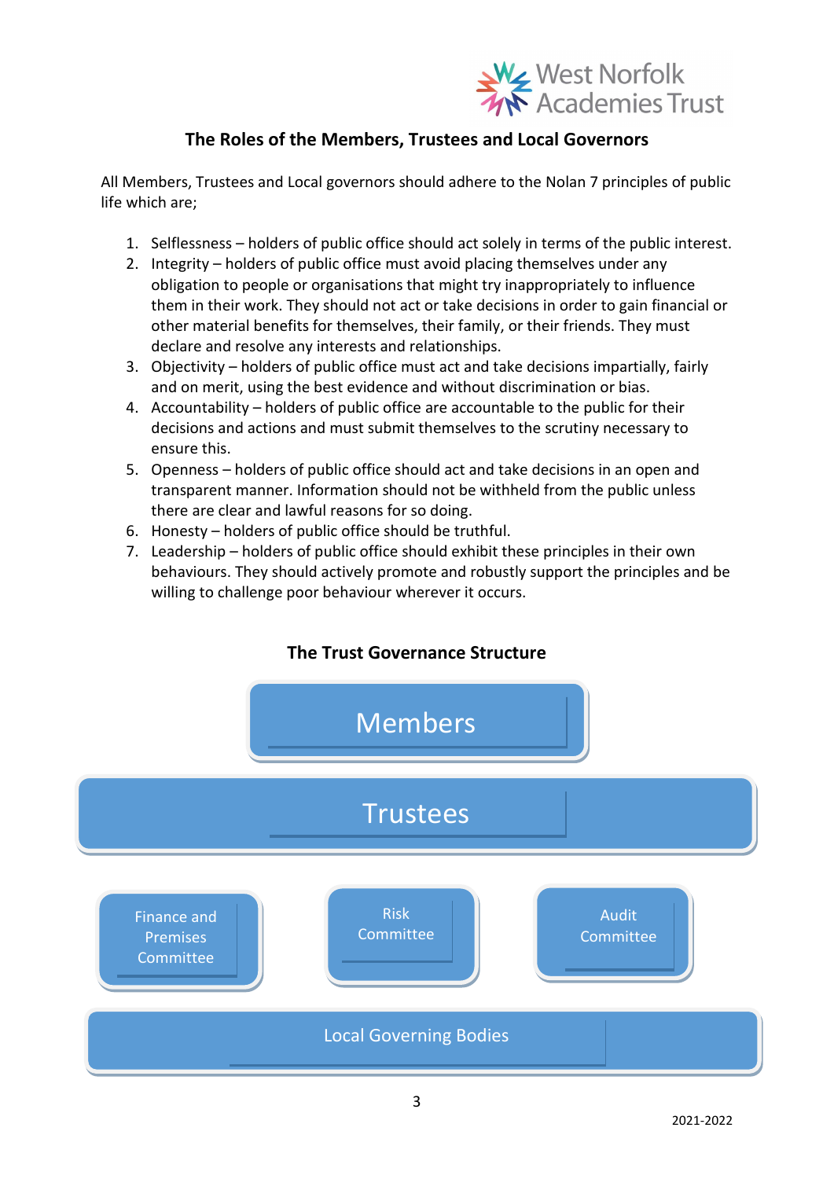## The Roles of the Members, Trustees and Local Governors

All Members, Trustees and Local governors should adhere to the Nolan 7 principles of public life which are;

1. Selflessness – holders of public office should act solely in terms of the public interest.
2. Integrity – holders of public office must avoid placing themselves under any obligation to people or organisations that might try inappropriately to influence them in their work. They should not act or take decisions in order to gain financial or other material benefits for themselves, their family, or their friends. They must declare and resolve any interests and relationships.
3. Objectivity – holders of public office must act and take decisions impartially, fairly and on merit, using the best evidence and without discrimination or bias.
4. Accountability – holders of public office are accountable to the public for their decisions and actions and must submit themselves to the scrutiny necessary to ensure this.
5. Openness – holders of public office should act and take decisions in an open and transparent manner. Information should not be withheld from the public unless there are clear and lawful reasons for so doing.
6. Honesty – holders of public office should be truthful.
7. Leadership – holders of public office should exhibit these principles in their own behaviours. They should actively promote and robustly support the principles and be willing to challenge poor behaviour wherever it occurs.

### The Trust Governance Structure

Members

Trustees

Finance and Premises Committee

Risk Committee

Audit Committee

Local Governing Bodies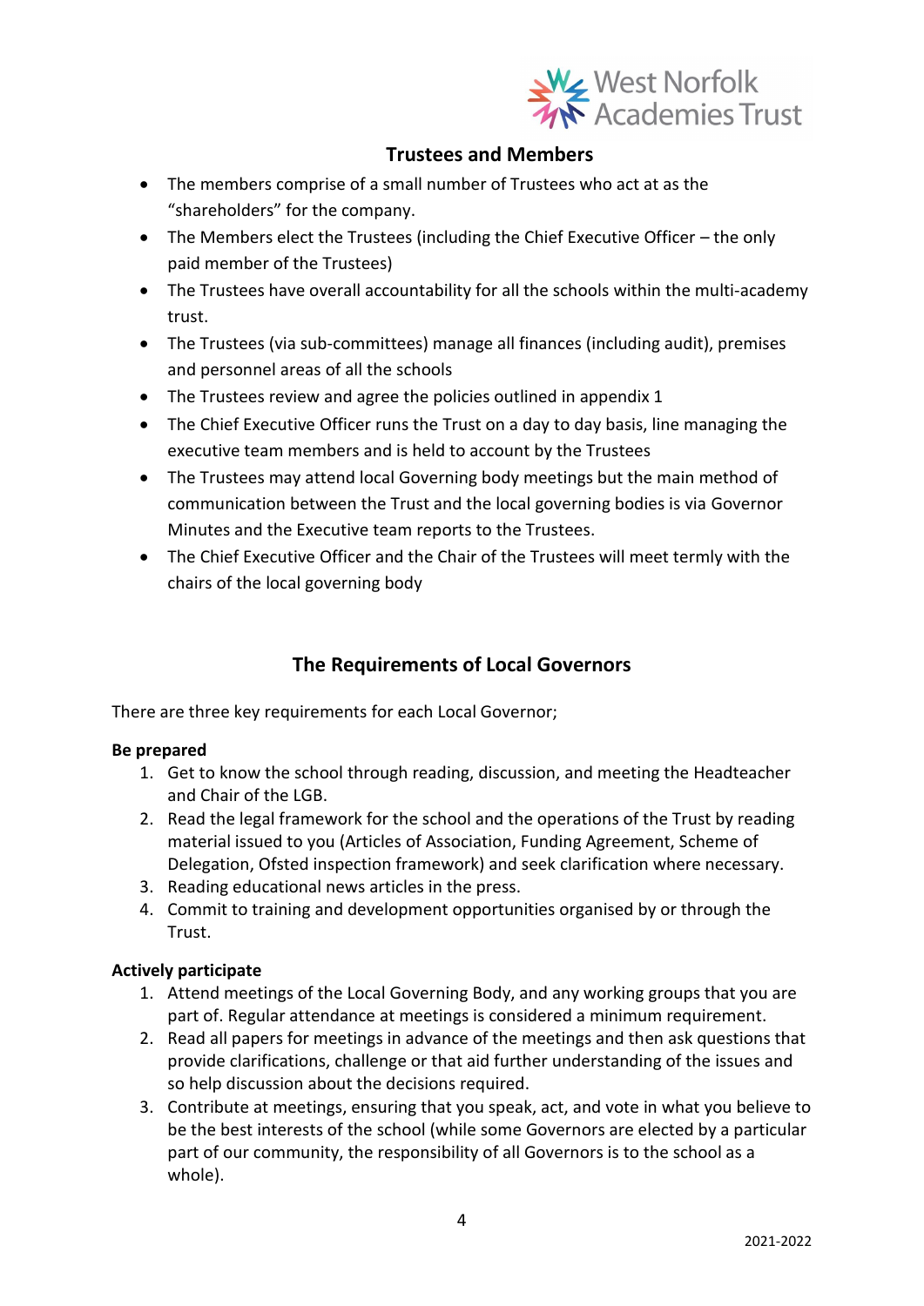## Trustees and Members

- The members comprise of a small number of Trustees who act at as the "shareholders" for the company.
- The Members elect the Trustees (including the Chief Executive Officer – the only paid member of the Trustees)
- The Trustees have overall accountability for all the schools within the multi-academy trust.
- The Trustees (via sub-committees) manage all finances (including audit), premises and personnel areas of all the schools
- The Trustees review and agree the policies outlined in appendix 1
- The Chief Executive Officer runs the Trust on a day to day basis, line managing the executive team members and is held to account by the Trustees
- The Trustees may attend local Governing body meetings but the main method of communication between the Trust and the local governing bodies is via Governor Minutes and the Executive team reports to the Trustees.
- The Chief Executive Officer and the Chair of the Trustees will meet termly with the chairs of the local governing body

## The Requirements of Local Governors

There are three key requirements for each Local Governor;

**Be prepared**

1. Get to know the school through reading, discussion, and meeting the Headteacher and Chair of the LGB.
2. Read the legal framework for the school and the operations of the Trust by reading material issued to you (Articles of Association, Funding Agreement, Scheme of Delegation, Ofsted inspection framework) and seek clarification where necessary.
3. Reading educational news articles in the press.
4. Commit to training and development opportunities organised by or through the Trust.

**Actively participate**

1. Attend meetings of the Local Governing Body, and any working groups that you are part of. Regular attendance at meetings is considered a minimum requirement.
2. Read all papers for meetings in advance of the meetings and then ask questions that provide clarifications, challenge or that aid further understanding of the issues and so help discussion about the decisions required.
3. Contribute at meetings, ensuring that you speak, act, and vote in what you believe to be the best interests of the school (while some Governors are elected by a particular part of our community, the responsibility of all Governors is to the school as a whole).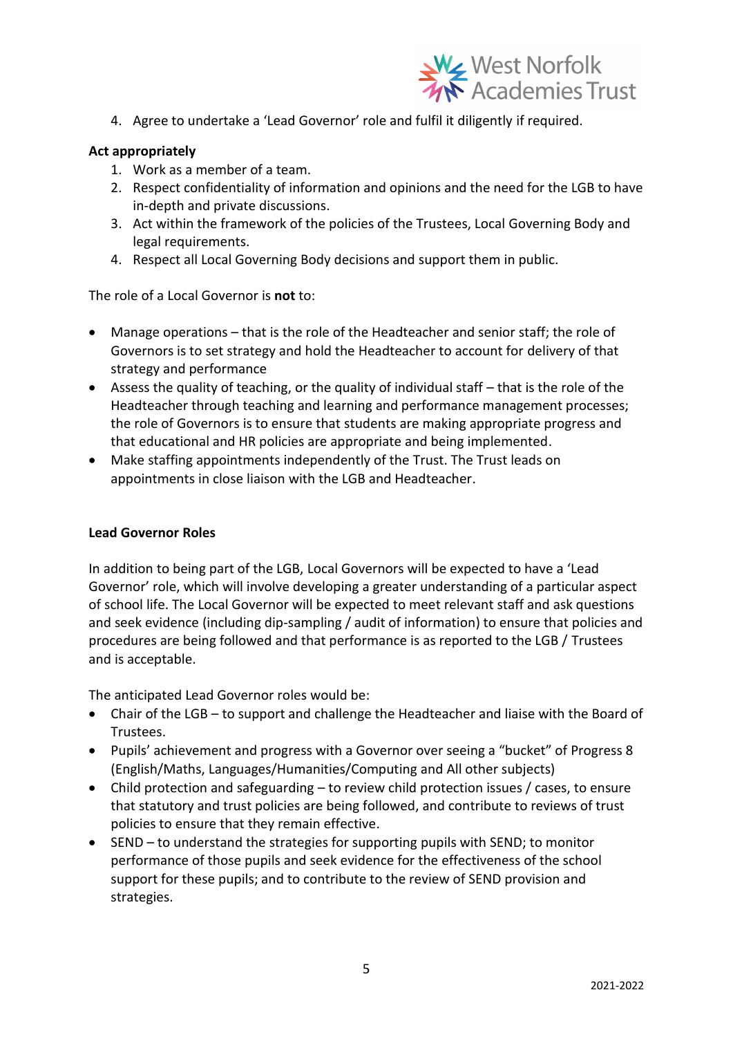4. Agree to undertake a 'Lead Governor' role and fulfil it diligently if required.

**Act appropriately**

1. Work as a member of a team.
2. Respect confidentiality of information and opinions and the need for the LGB to have in-depth and private discussions.
3. Act within the framework of the policies of the Trustees, Local Governing Body and legal requirements.
4. Respect all Local Governing Body decisions and support them in public.

The role of a Local Governor is **not** to:

- Manage operations – that is the role of the Headteacher and senior staff; the role of Governors is to set strategy and hold the Headteacher to account for delivery of that strategy and performance
- Assess the quality of teaching, or the quality of individual staff – that is the role of the Headteacher through teaching and learning and performance management processes; the role of Governors is to ensure that students are making appropriate progress and that educational and HR policies are appropriate and being implemented.
- Make staffing appointments independently of the Trust. The Trust leads on appointments in close liaison with the LGB and Headteacher.

**Lead Governor Roles**

In addition to being part of the LGB, Local Governors will be expected to have a 'Lead Governor' role, which will involve developing a greater understanding of a particular aspect of school life. The Local Governor will be expected to meet relevant staff and ask questions and seek evidence (including dip-sampling / audit of information) to ensure that policies and procedures are being followed and that performance is as reported to the LGB / Trustees and is acceptable.

The anticipated Lead Governor roles would be:

- Chair of the LGB – to support and challenge the Headteacher and liaise with the Board of Trustees.
- Pupils' achievement and progress with a Governor over seeing a "bucket" of Progress 8 (English/Maths, Languages/Humanities/Computing and All other subjects)
- Child protection and safeguarding – to review child protection issues / cases, to ensure that statutory and trust policies are being followed, and contribute to reviews of trust policies to ensure that they remain effective.
- SEND – to understand the strategies for supporting pupils with SEND; to monitor performance of those pupils and seek evidence for the effectiveness of the school support for these pupils; and to contribute to the review of SEND provision and strategies.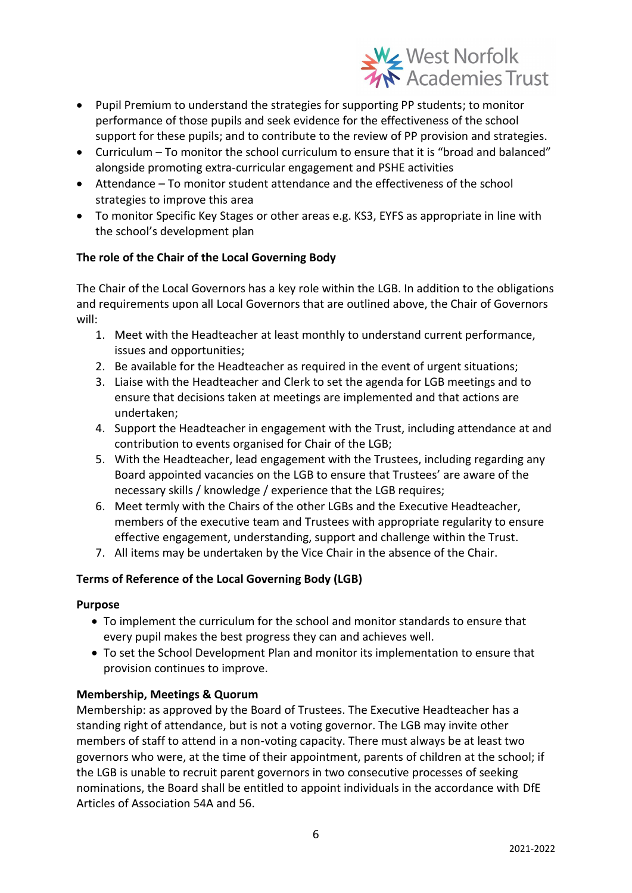- Pupil Premium to understand the strategies for supporting PP students; to monitor performance of those pupils and seek evidence for the effectiveness of the school support for these pupils; and to contribute to the review of PP provision and strategies.
- Curriculum – To monitor the school curriculum to ensure that it is "broad and balanced" alongside promoting extra-curricular engagement and PSHE activities
- Attendance – To monitor student attendance and the effectiveness of the school strategies to improve this area
- To monitor Specific Key Stages or other areas e.g. KS3, EYFS as appropriate in line with the school's development plan

**The role of the Chair of the Local Governing Body**

The Chair of the Local Governors has a key role within the LGB. In addition to the obligations and requirements upon all Local Governors that are outlined above, the Chair of Governors will:

1. Meet with the Headteacher at least monthly to understand current performance, issues and opportunities;
2. Be available for the Headteacher as required in the event of urgent situations;
3. Liaise with the Headteacher and Clerk to set the agenda for LGB meetings and to ensure that decisions taken at meetings are implemented and that actions are undertaken;
4. Support the Headteacher in engagement with the Trust, including attendance at and contribution to events organised for Chair of the LGB;
5. With the Headteacher, lead engagement with the Trustees, including regarding any Board appointed vacancies on the LGB to ensure that Trustees' are aware of the necessary skills / knowledge / experience that the LGB requires;
6. Meet termly with the Chairs of the other LGBs and the Executive Headteacher, members of the executive team and Trustees with appropriate regularity to ensure effective engagement, understanding, support and challenge within the Trust.
7. All items may be undertaken by the Vice Chair in the absence of the Chair.

**Terms of Reference of the Local Governing Body (LGB)**

**Purpose**

- To implement the curriculum for the school and monitor standards to ensure that every pupil makes the best progress they can and achieves well.
- To set the School Development Plan and monitor its implementation to ensure that provision continues to improve.

**Membership, Meetings & Quorum**

Membership: as approved by the Board of Trustees. The Executive Headteacher has a standing right of attendance, but is not a voting governor. The LGB may invite other members of staff to attend in a non-voting capacity. There must always be at least two governors who were, at the time of their appointment, parents of children at the school; if the LGB is unable to recruit parent governors in two consecutive processes of seeking nominations, the Board shall be entitled to appoint individuals in the accordance with DfE Articles of Association 54A and 56.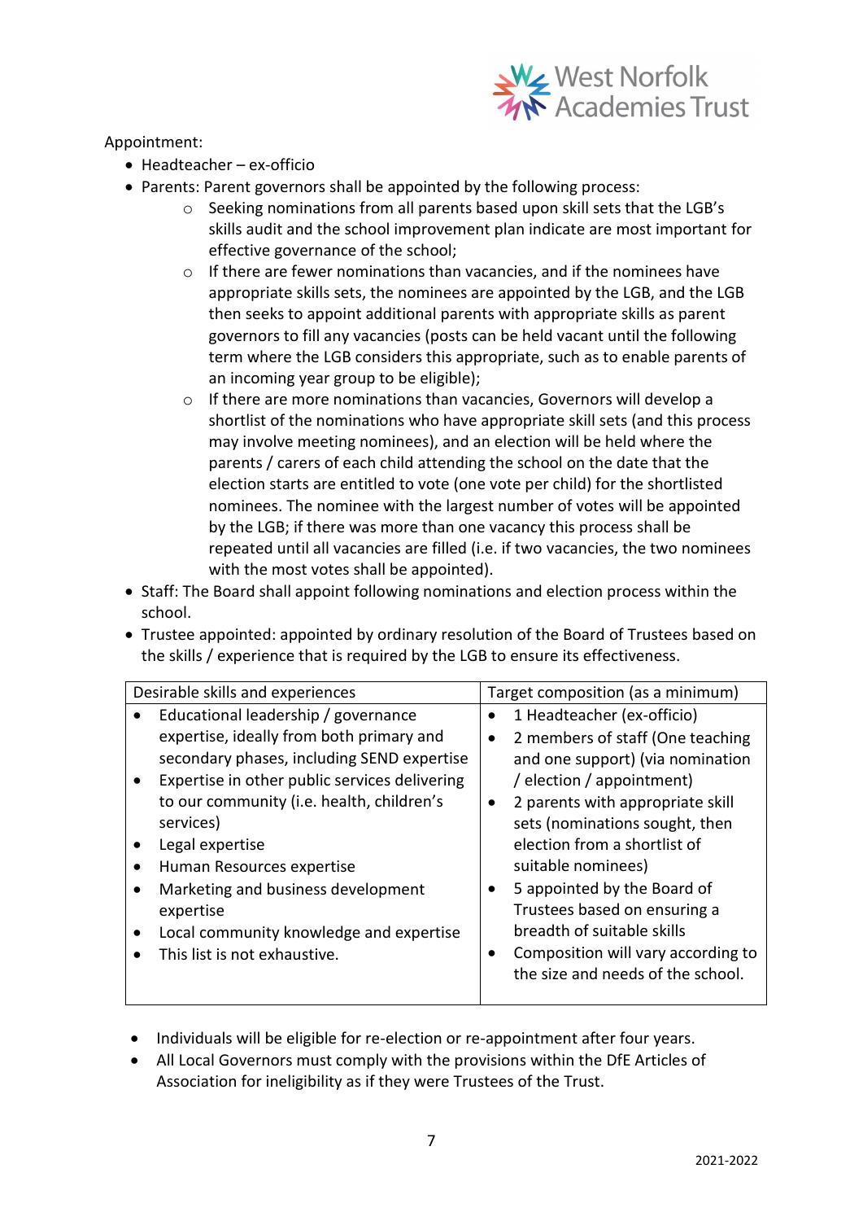Appointment:

- Headteacher – ex-officio
- Parents: Parent governors shall be appointed by the following process:
    - Seeking nominations from all parents based upon skill sets that the LGB's skills audit and the school improvement plan indicate are most important for effective governance of the school;
    - If there are fewer nominations than vacancies, and if the nominees have appropriate skills sets, the nominees are appointed by the LGB, and the LGB then seeks to appoint additional parents with appropriate skills as parent governors to fill any vacancies (posts can be held vacant until the following term where the LGB considers this appropriate, such as to enable parents of an incoming year group to be eligible);
    - If there are more nominations than vacancies, Governors will develop a shortlist of the nominations who have appropriate skill sets (and this process may involve meeting nominees), and an election will be held where the parents / carers of each child attending the school on the date that the election starts are entitled to vote (one vote per child) for the shortlisted nominees. The nominee with the largest number of votes will be appointed by the LGB; if there was more than one vacancy this process shall be repeated until all vacancies are filled (i.e. if two vacancies, the two nominees with the most votes shall be appointed).
- Staff: The Board shall appoint following nominations and election process within the school.
- Trustee appointed: appointed by ordinary resolution of the Board of Trustees based on the skills / experience that is required by the LGB to ensure its effectiveness.

| Desirable skills and experiences | Target composition (as a minimum) |
| --- | --- |
| • Educational leadership / governance expertise, ideally from both primary and secondary phases, including SEND expertise<br>• Expertise in other public services delivering to our community (i.e. health, children's services)<br>• Legal expertise<br>• Human Resources expertise<br>• Marketing and business development expertise<br>• Local community knowledge and expertise<br>• This list is not exhaustive. | • 1 Headteacher (ex-officio)<br>• 2 members of staff (One teaching and one support) (via nomination / election / appointment)<br>• 2 parents with appropriate skill sets (nominations sought, then election from a shortlist of suitable nominees)<br>• 5 appointed by the Board of Trustees based on ensuring a breadth of suitable skills<br>• Composition will vary according to the size and needs of the school. |

- Individuals will be eligible for re-election or re-appointment after four years.
- All Local Governors must comply with the provisions within the DfE Articles of Association for ineligibility as if they were Trustees of the Trust.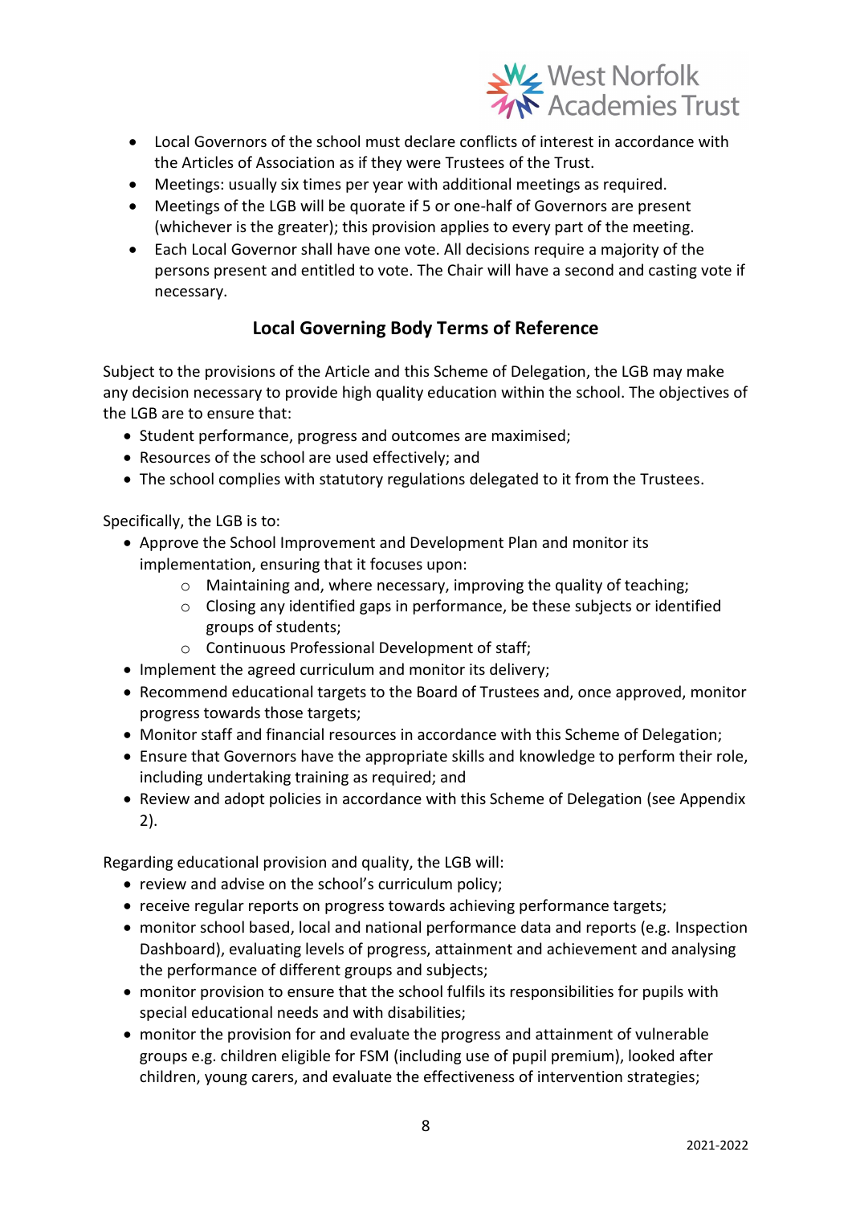- Local Governors of the school must declare conflicts of interest in accordance with the Articles of Association as if they were Trustees of the Trust.
- Meetings: usually six times per year with additional meetings as required.
- Meetings of the LGB will be quorate if 5 or one-half of Governors are present (whichever is the greater); this provision applies to every part of the meeting.
- Each Local Governor shall have one vote. All decisions require a majority of the persons present and entitled to vote. The Chair will have a second and casting vote if necessary.

## Local Governing Body Terms of Reference

Subject to the provisions of the Article and this Scheme of Delegation, the LGB may make any decision necessary to provide high quality education within the school. The objectives of the LGB are to ensure that:

- Student performance, progress and outcomes are maximised;
- Resources of the school are used effectively; and
- The school complies with statutory regulations delegated to it from the Trustees.

Specifically, the LGB is to:

- Approve the School Improvement and Development Plan and monitor its implementation, ensuring that it focuses upon:
    - Maintaining and, where necessary, improving the quality of teaching;
    - Closing any identified gaps in performance, be these subjects or identified groups of students;
    - Continuous Professional Development of staff;
- Implement the agreed curriculum and monitor its delivery;
- Recommend educational targets to the Board of Trustees and, once approved, monitor progress towards those targets;
- Monitor staff and financial resources in accordance with this Scheme of Delegation;
- Ensure that Governors have the appropriate skills and knowledge to perform their role, including undertaking training as required; and
- Review and adopt policies in accordance with this Scheme of Delegation (see Appendix 2).

Regarding educational provision and quality, the LGB will:

- review and advise on the school's curriculum policy;
- receive regular reports on progress towards achieving performance targets;
- monitor school based, local and national performance data and reports (e.g. Inspection Dashboard), evaluating levels of progress, attainment and achievement and analysing the performance of different groups and subjects;
- monitor provision to ensure that the school fulfils its responsibilities for pupils with special educational needs and with disabilities;
- monitor the provision for and evaluate the progress and attainment of vulnerable groups e.g. children eligible for FSM (including use of pupil premium), looked after children, young carers, and evaluate the effectiveness of intervention strategies;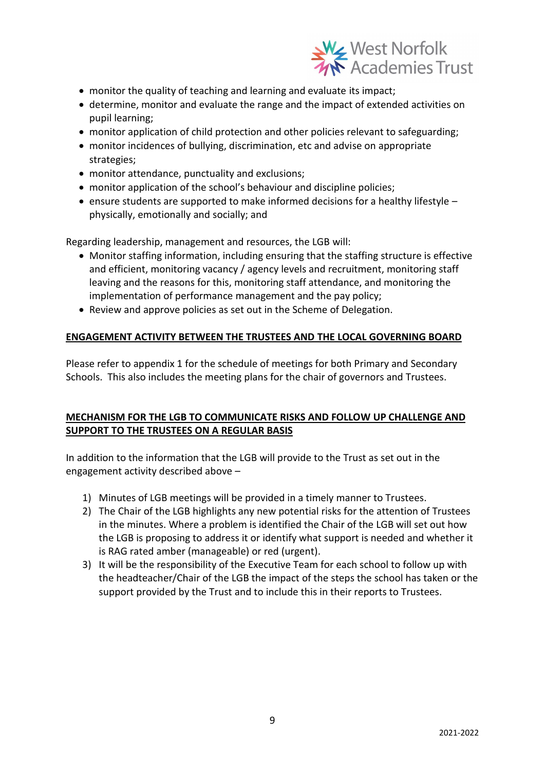- monitor the quality of teaching and learning and evaluate its impact;
- determine, monitor and evaluate the range and the impact of extended activities on pupil learning;
- monitor application of child protection and other policies relevant to safeguarding;
- monitor incidences of bullying, discrimination, etc and advise on appropriate strategies;
- monitor attendance, punctuality and exclusions;
- monitor application of the school's behaviour and discipline policies;
- ensure students are supported to make informed decisions for a healthy lifestyle – physically, emotionally and socially; and

Regarding leadership, management and resources, the LGB will:

- Monitor staffing information, including ensuring that the staffing structure is effective and efficient, monitoring vacancy / agency levels and recruitment, monitoring staff leaving and the reasons for this, monitoring staff attendance, and monitoring the implementation of performance management and the pay policy;
- Review and approve policies as set out in the Scheme of Delegation.

## ENGAGEMENT ACTIVITY BETWEEN THE TRUSTEES AND THE LOCAL GOVERNING BOARD

Please refer to appendix 1 for the schedule of meetings for both Primary and Secondary Schools. This also includes the meeting plans for the chair of governors and Trustees.

## MECHANISM FOR THE LGB TO COMMUNICATE RISKS AND FOLLOW UP CHALLENGE AND SUPPORT TO THE TRUSTEES ON A REGULAR BASIS

In addition to the information that the LGB will provide to the Trust as set out in the engagement activity described above –

1) Minutes of LGB meetings will be provided in a timely manner to Trustees.
2) The Chair of the LGB highlights any new potential risks for the attention of Trustees in the minutes. Where a problem is identified the Chair of the LGB will set out how the LGB is proposing to address it or identify what support is needed and whether it is RAG rated amber (manageable) or red (urgent).
3) It will be the responsibility of the Executive Team for each school to follow up with the headteacher/Chair of the LGB the impact of the steps the school has taken or the support provided by the Trust and to include this in their reports to Trustees.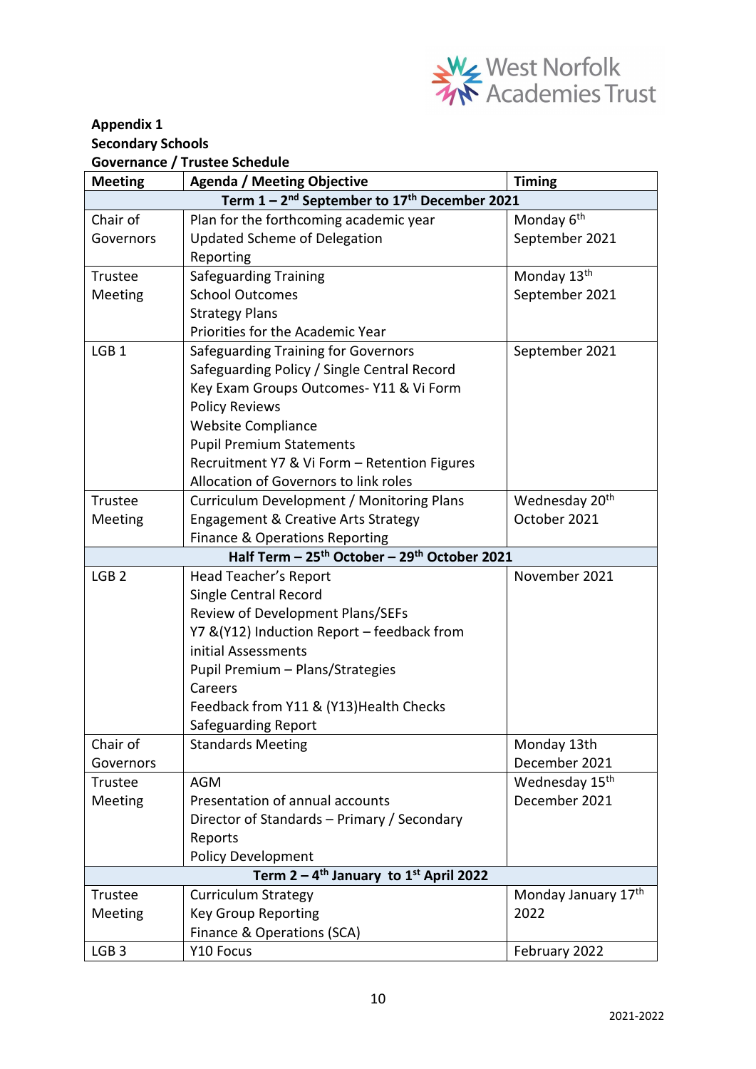**Appendix 1**
**Secondary Schools**
**Governance / Trustee Schedule**

| **Meeting** | **Agenda / Meeting Objective** | **Timing** |
|---|---|---|
| | **Term 1 – 2nd September to 17th December 2021** | |
| Chair of Governors | Plan for the forthcoming academic year<br>Updated Scheme of Delegation<br>Reporting | Monday 6th September 2021 |
| Trustee Meeting | Safeguarding Training<br>School Outcomes<br>Strategy Plans<br>Priorities for the Academic Year | Monday 13th September 2021 |
| LGB 1 | Safeguarding Training for Governors<br>Safeguarding Policy / Single Central Record<br>Key Exam Groups Outcomes- Y11 & Vi Form<br>Policy Reviews<br>Website Compliance<br>Pupil Premium Statements<br>Recruitment Y7 & Vi Form – Retention Figures<br>Allocation of Governors to link roles | September 2021 |
| Trustee Meeting | Curriculum Development / Monitoring Plans<br>Engagement & Creative Arts Strategy<br>Finance & Operations Reporting | Wednesday 20th October 2021 |
| | **Half Term – 25th October – 29th October 2021** | |
| LGB 2 | Head Teacher's Report<br>Single Central Record<br>Review of Development Plans/SEFs<br>Y7 &(Y12) Induction Report – feedback from initial Assessments<br>Pupil Premium – Plans/Strategies<br>Careers<br>Feedback from Y11 & (Y13)Health Checks<br>Safeguarding Report | November 2021 |
| Chair of Governors | Standards Meeting | Monday 13th December 2021 |
| Trustee Meeting | AGM<br>Presentation of annual accounts<br>Director of Standards – Primary / Secondary Reports<br>Policy Development | Wednesday 15th December 2021 |
| | **Term 2 – 4th January to 1st April 2022** | |
| Trustee Meeting | Curriculum Strategy<br>Key Group Reporting<br>Finance & Operations (SCA) | Monday January 17th 2022 |
| LGB 3 | Y10 Focus | February 2022 |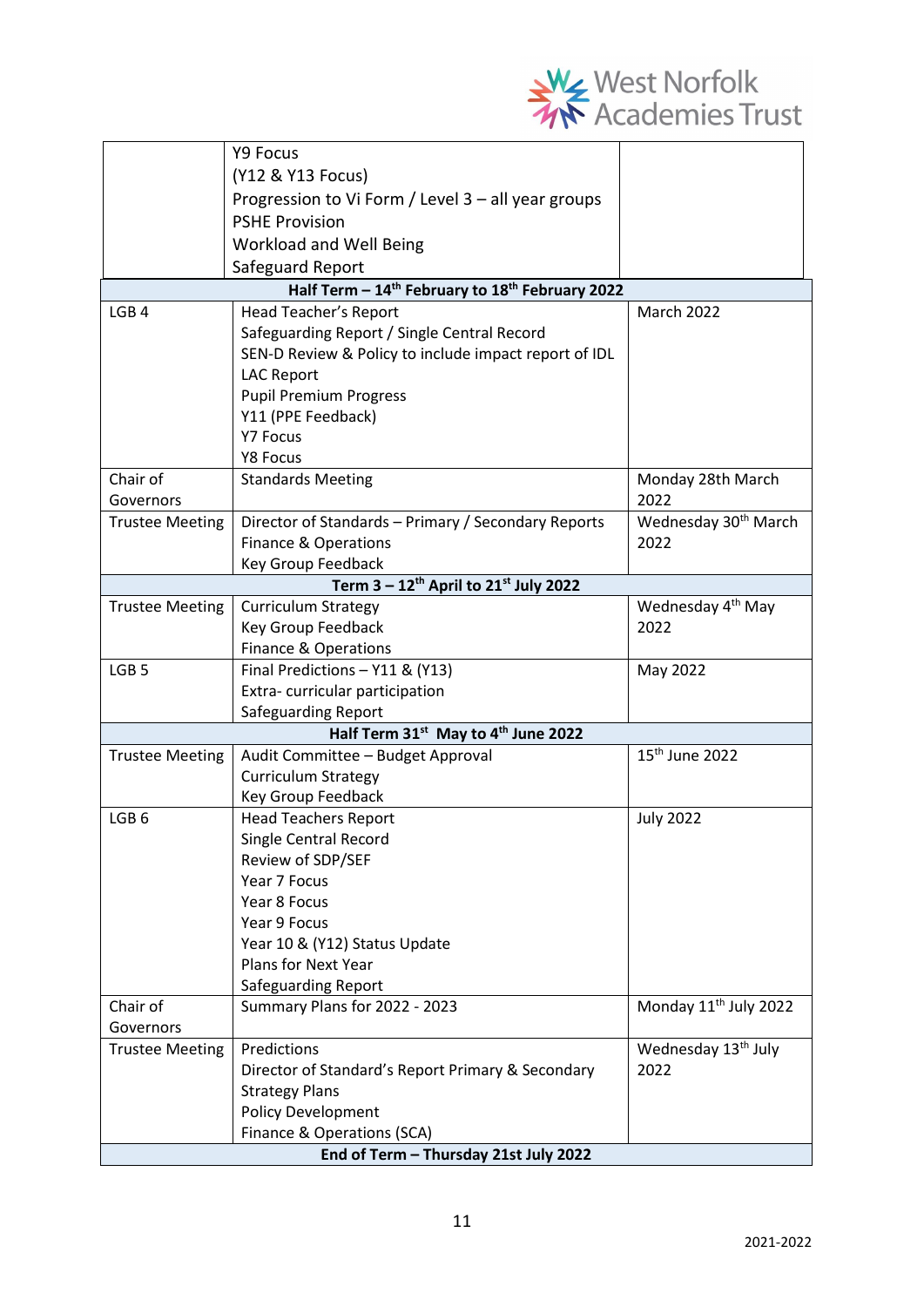| | | |
|---|---|---|
| | Y9 Focus<br>(Y12 & Y13 Focus)<br>Progression to Vi Form / Level 3 – all year groups<br>PSHE Provision<br>Workload and Well Being<br>Safeguard Report | |
| **Half Term – 14th February to 18th February 2022** | | |
| LGB 4 | Head Teacher's Report<br>Safeguarding Report / Single Central Record<br>SEN-D Review & Policy to include impact report of IDL<br>LAC Report<br>Pupil Premium Progress<br>Y11 (PPE Feedback)<br>Y7 Focus<br>Y8 Focus | March 2022 |
| Chair of Governors | Standards Meeting | Monday 28th March 2022 |
| Trustee Meeting | Director of Standards – Primary / Secondary Reports<br>Finance & Operations<br>Key Group Feedback | Wednesday 30th March 2022 |
| **Term 3 – 12th April to 21st July 2022** | | |
| Trustee Meeting | Curriculum Strategy<br>Key Group Feedback<br>Finance & Operations | Wednesday 4th May 2022 |
| LGB 5 | Final Predictions – Y11 & (Y13)<br>Extra- curricular participation<br>Safeguarding Report | May 2022 |
| **Half Term 31st May to 4th June 2022** | | |
| Trustee Meeting | Audit Committee – Budget Approval<br>Curriculum Strategy<br>Key Group Feedback | 15th June 2022 |
| LGB 6 | Head Teachers Report<br>Single Central Record<br>Review of SDP/SEF<br>Year 7 Focus<br>Year 8 Focus<br>Year 9 Focus<br>Year 10 & (Y12) Status Update<br>Plans for Next Year<br>Safeguarding Report | July 2022 |
| Chair of Governors | Summary Plans for 2022 - 2023 | Monday 11th July 2022 |
| Trustee Meeting | Predictions<br>Director of Standard's Report Primary & Secondary<br>Strategy Plans<br>Policy Development<br>Finance & Operations (SCA) | Wednesday 13th July 2022 |
| **End of Term – Thursday 21st July 2022** | | |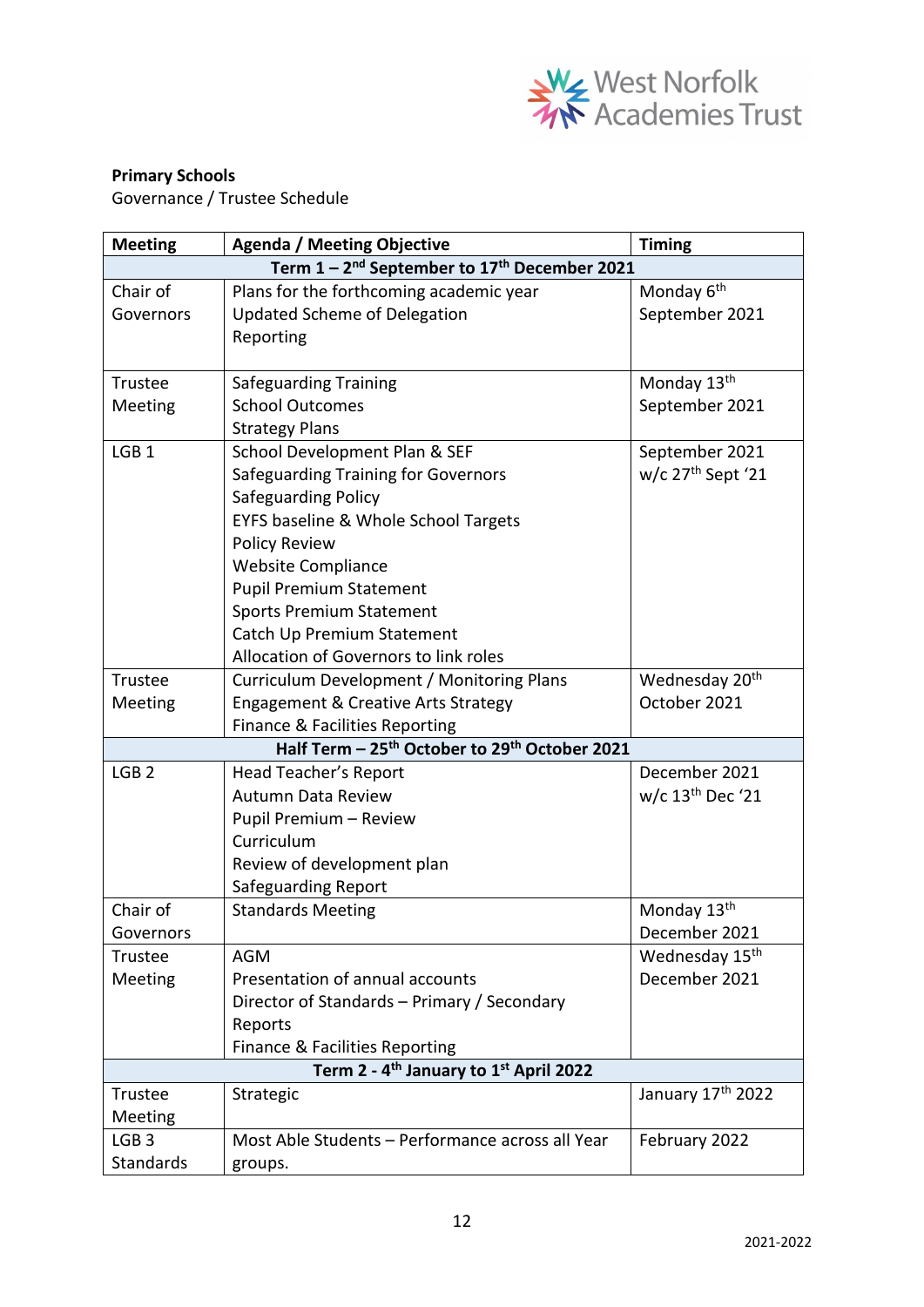**Primary Schools**
Governance / Trustee Schedule

| Meeting | Agenda / Meeting Objective | Timing |
|---|---|---|
| **Term 1 – 2nd September to 17th December 2021** | | |
| Chair of Governors | Plans for the forthcoming academic year<br>Updated Scheme of Delegation<br>Reporting | Monday 6th September 2021 |
| Trustee Meeting | Safeguarding Training<br>School Outcomes<br>Strategy Plans | Monday 13th September 2021 |
| LGB 1 | School Development Plan & SEF<br>Safeguarding Training for Governors<br>Safeguarding Policy<br>EYFS baseline & Whole School Targets<br>Policy Review<br>Website Compliance<br>Pupil Premium Statement<br>Sports Premium Statement<br>Catch Up Premium Statement<br>Allocation of Governors to link roles | September 2021<br>w/c 27th Sept '21 |
| Trustee Meeting | Curriculum Development / Monitoring Plans<br>Engagement & Creative Arts Strategy<br>Finance & Facilities Reporting | Wednesday 20th October 2021 |
| **Half Term – 25th October to 29th October 2021** | | |
| LGB 2 | Head Teacher's Report<br>Autumn Data Review<br>Pupil Premium – Review<br>Curriculum<br>Review of development plan<br>Safeguarding Report | December 2021<br>w/c 13th Dec '21 |
| Chair of Governors | Standards Meeting | Monday 13th December 2021 |
| Trustee Meeting | AGM<br>Presentation of annual accounts<br>Director of Standards – Primary / Secondary Reports<br>Finance & Facilities Reporting | Wednesday 15th December 2021 |
| **Term 2 - 4th January to 1st April 2022** | | |
| Trustee Meeting | Strategic | January 17th 2022 |
| LGB 3 Standards | Most Able Students – Performance across all Year groups. | February 2022 |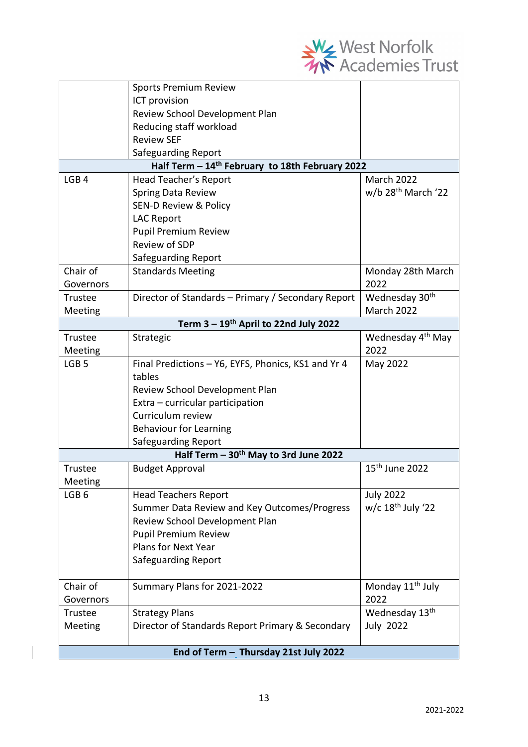| | | |
|---|---|---|
| | Sports Premium Review<br>ICT provision<br>Review School Development Plan<br>Reducing staff workload<br>Review SEF<br>Safeguarding Report | |
| **Half Term – 14th February to 18th February 2022** | | |
| LGB 4 | Head Teacher's Report<br>Spring Data Review<br>SEN-D Review & Policy<br>LAC Report<br>Pupil Premium Review<br>Review of SDP<br>Safeguarding Report | March 2022<br>w/b 28th March '22 |
| Chair of Governors | Standards Meeting | Monday 28th March 2022 |
| Trustee Meeting | Director of Standards – Primary / Secondary Report | Wednesday 30th March 2022 |
| **Term 3 – 19th April to 22nd July 2022** | | |
| Trustee Meeting | Strategic | Wednesday 4th May 2022 |
| LGB 5 | Final Predictions – Y6, EYFS, Phonics, KS1 and Yr 4 tables<br>Review School Development Plan<br>Extra – curricular participation<br>Curriculum review<br>Behaviour for Learning<br>Safeguarding Report | May 2022 |
| **Half Term – 30th May to 3rd June 2022** | | |
| Trustee Meeting | Budget Approval | 15th June 2022 |
| LGB 6 | Head Teachers Report<br>Summer Data Review and Key Outcomes/Progress<br>Review School Development Plan<br>Pupil Premium Review<br>Plans for Next Year<br>Safeguarding Report | July 2022<br>w/c 18th July '22 |
| Chair of Governors | Summary Plans for 2021-2022 | Monday 11th July 2022 |
| Trustee Meeting | Strategy Plans<br>Director of Standards Report Primary & Secondary | Wednesday 13th July 2022 |
| **End of Term – Thursday 21st July 2022** | | |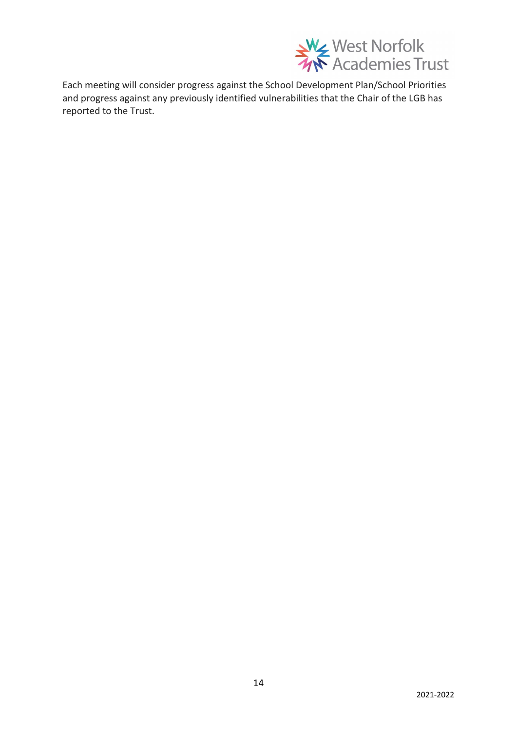Each meeting will consider progress against the School Development Plan/School Priorities and progress against any previously identified vulnerabilities that the Chair of the LGB has reported to the Trust.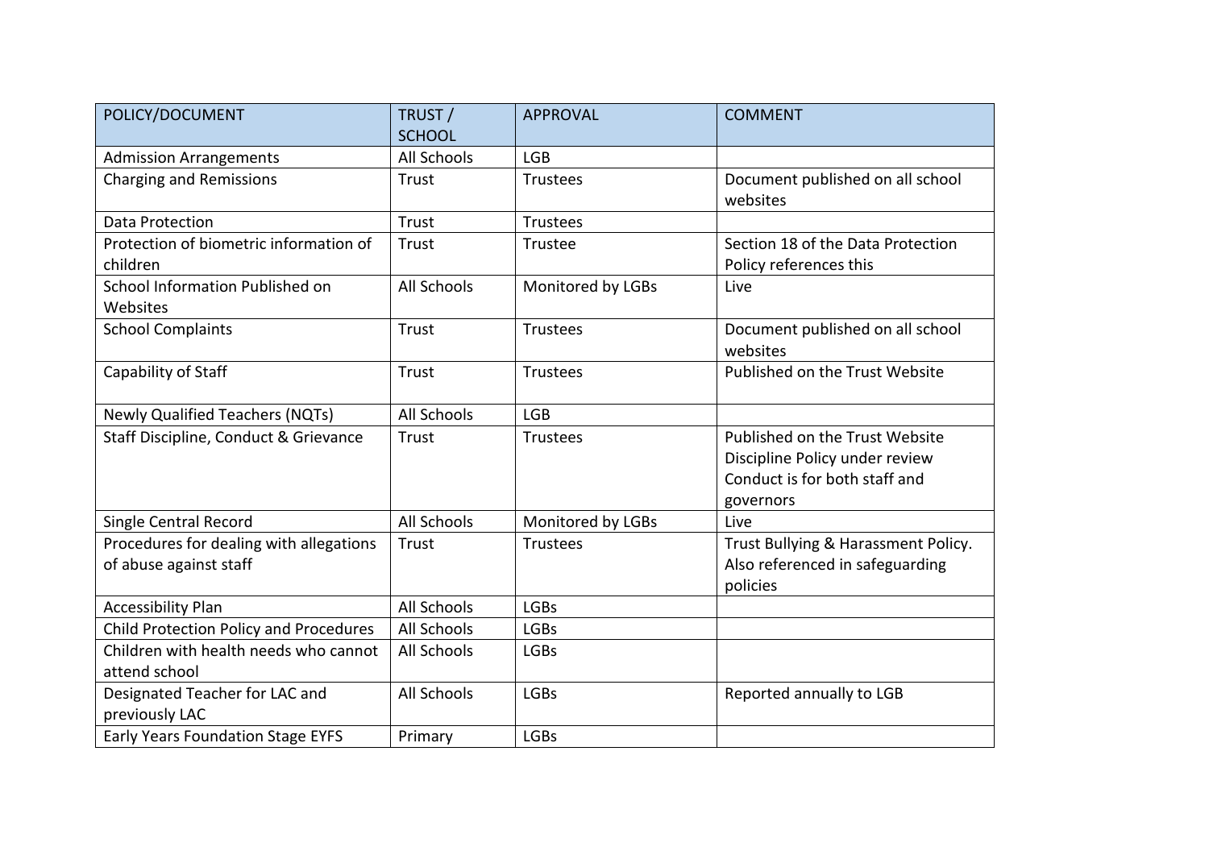| POLICY/DOCUMENT | TRUST / SCHOOL | APPROVAL | COMMENT |
|---|---|---|---|
| Admission Arrangements | All Schools | LGB | |
| Charging and Remissions | Trust | Trustees | Document published on all school websites |
| Data Protection | Trust | Trustees | |
| Protection of biometric information of children | Trust | Trustee | Section 18 of the Data Protection Policy references this |
| School Information Published on Websites | All Schools | Monitored by LGBs | Live |
| School Complaints | Trust | Trustees | Document published on all school websites |
| Capability of Staff | Trust | Trustees | Published on the Trust Website |
| Newly Qualified Teachers (NQTs) | All Schools | LGB | |
| Staff Discipline, Conduct & Grievance | Trust | Trustees | Published on the Trust Website<br>Discipline Policy under review<br>Conduct is for both staff and governors |
| Single Central Record | All Schools | Monitored by LGBs | Live |
| Procedures for dealing with allegations of abuse against staff | Trust | Trustees | Trust Bullying & Harassment Policy. Also referenced in safeguarding policies |
| Accessibility Plan | All Schools | LGBs | |
| Child Protection Policy and Procedures | All Schools | LGBs | |
| Children with health needs who cannot attend school | All Schools | LGBs | |
| Designated Teacher for LAC and previously LAC | All Schools | LGBs | Reported annually to LGB |
| Early Years Foundation Stage EYFS | Primary | LGBs | |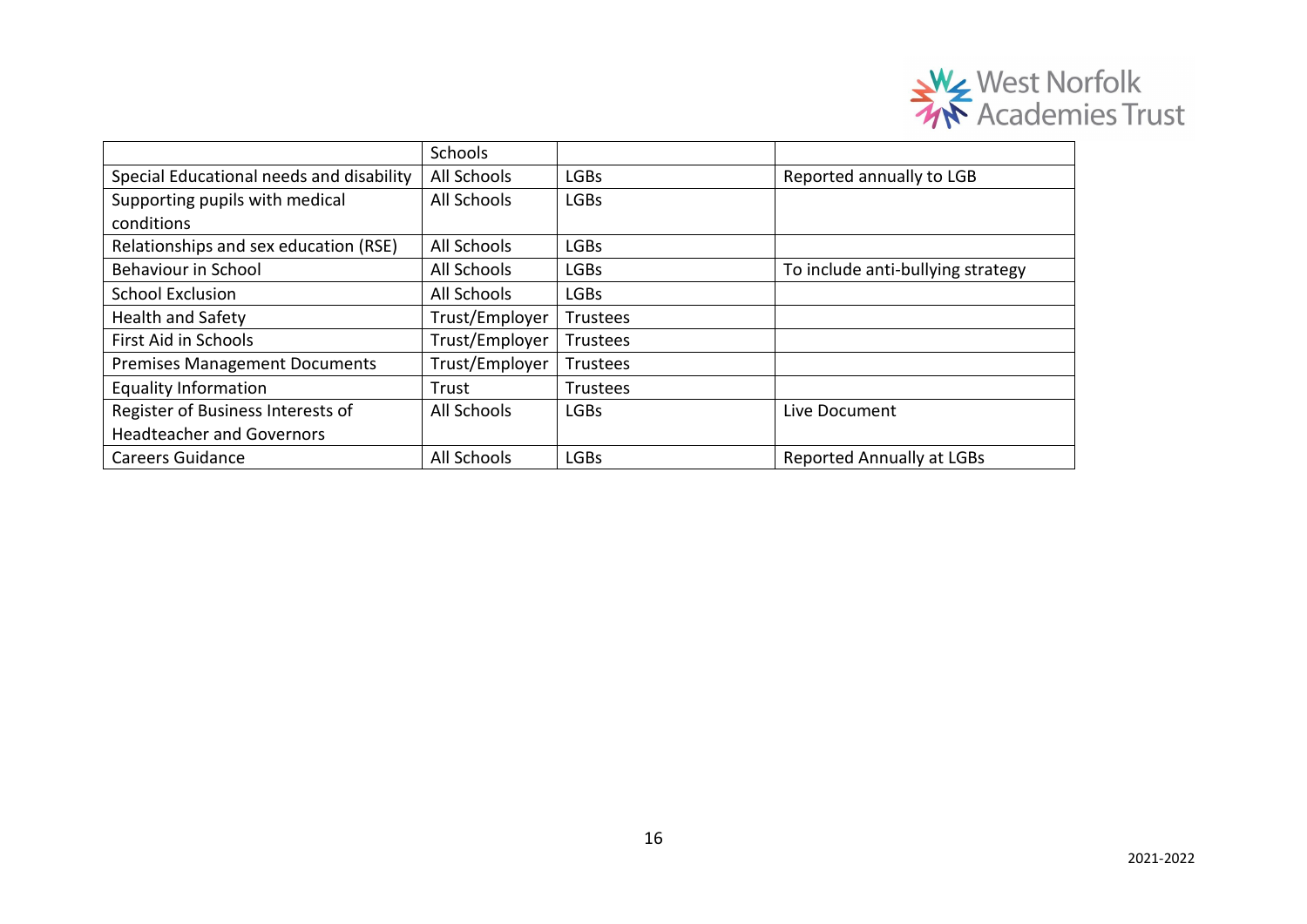| | Schools | | |
|---|---|---|---|
| Special Educational needs and disability | All Schools | LGBs | Reported annually to LGB |
| Supporting pupils with medical conditions | All Schools | LGBs | |
| Relationships and sex education (RSE) | All Schools | LGBs | |
| Behaviour in School | All Schools | LGBs | To include anti-bullying strategy |
| School Exclusion | All Schools | LGBs | |
| Health and Safety | Trust/Employer | Trustees | |
| First Aid in Schools | Trust/Employer | Trustees | |
| Premises Management Documents | Trust/Employer | Trustees | |
| Equality Information | Trust | Trustees | |
| Register of Business Interests of Headteacher and Governors | All Schools | LGBs | Live Document |
| Careers Guidance | All Schools | LGBs | Reported Annually at LGBs |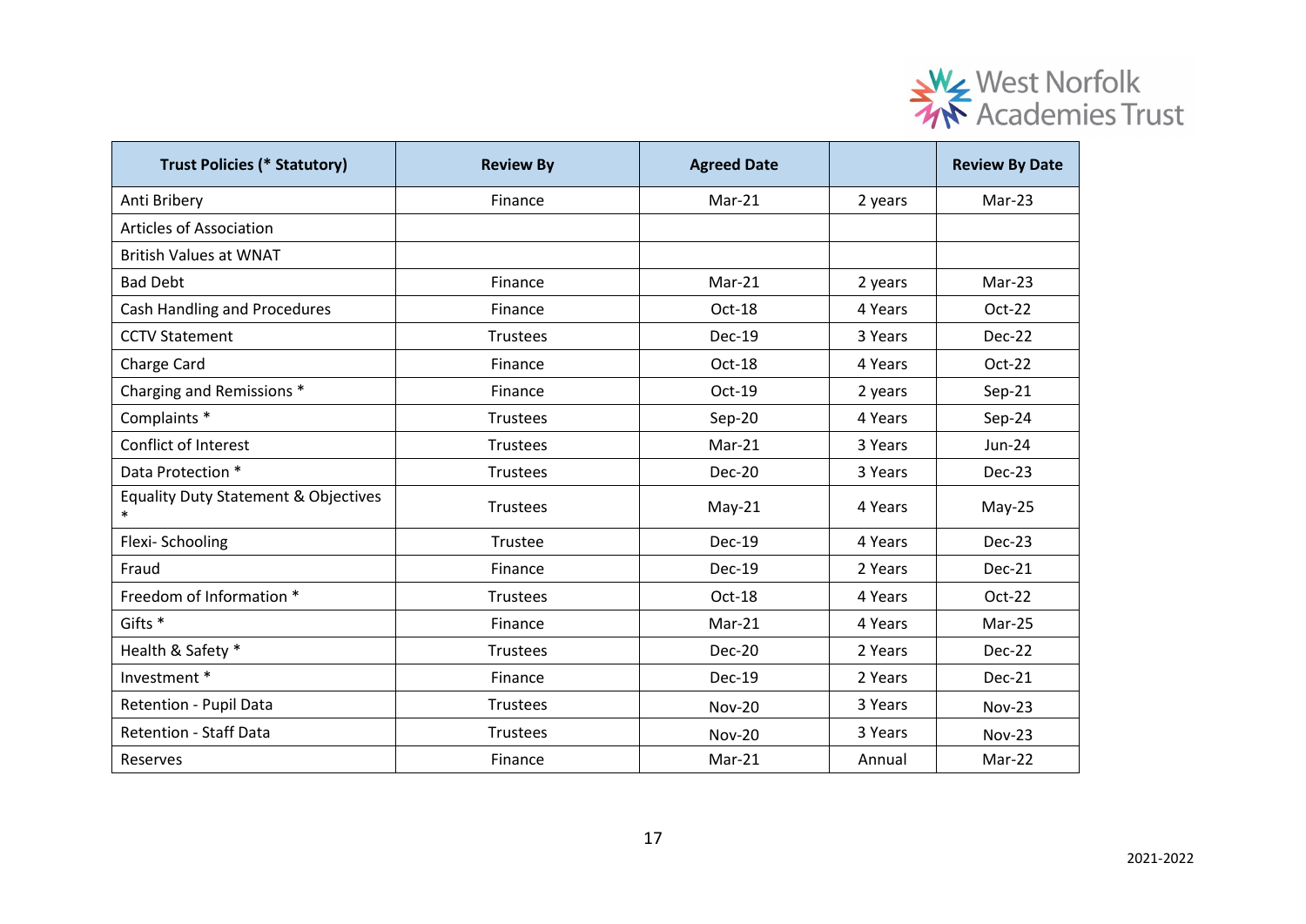| Trust Policies (* Statutory) | Review By | Agreed Date | | Review By Date |
|---|---|---|---|---|
| Anti Bribery | Finance | Mar-21 | 2 years | Mar-23 |
| Articles of Association | | | | |
| British Values at WNAT | | | | |
| Bad Debt | Finance | Mar-21 | 2 years | Mar-23 |
| Cash Handling and Procedures | Finance | Oct-18 | 4 Years | Oct-22 |
| CCTV Statement | Trustees | Dec-19 | 3 Years | Dec-22 |
| Charge Card | Finance | Oct-18 | 4 Years | Oct-22 |
| Charging and Remissions * | Finance | Oct-19 | 2 years | Sep-21 |
| Complaints * | Trustees | Sep-20 | 4 Years | Sep-24 |
| Conflict of Interest | Trustees | Mar-21 | 3 Years | Jun-24 |
| Data Protection * | Trustees | Dec-20 | 3 Years | Dec-23 |
| Equality Duty Statement & Objectives * | Trustees | May-21 | 4 Years | May-25 |
| Flexi- Schooling | Trustee | Dec-19 | 4 Years | Dec-23 |
| Fraud | Finance | Dec-19 | 2 Years | Dec-21 |
| Freedom of Information * | Trustees | Oct-18 | 4 Years | Oct-22 |
| Gifts * | Finance | Mar-21 | 4 Years | Mar-25 |
| Health & Safety * | Trustees | Dec-20 | 2 Years | Dec-22 |
| Investment * | Finance | Dec-19 | 2 Years | Dec-21 |
| Retention - Pupil Data | Trustees | Nov-20 | 3 Years | Nov-23 |
| Retention - Staff Data | Trustees | Nov-20 | 3 Years | Nov-23 |
| Reserves | Finance | Mar-21 | Annual | Mar-22 |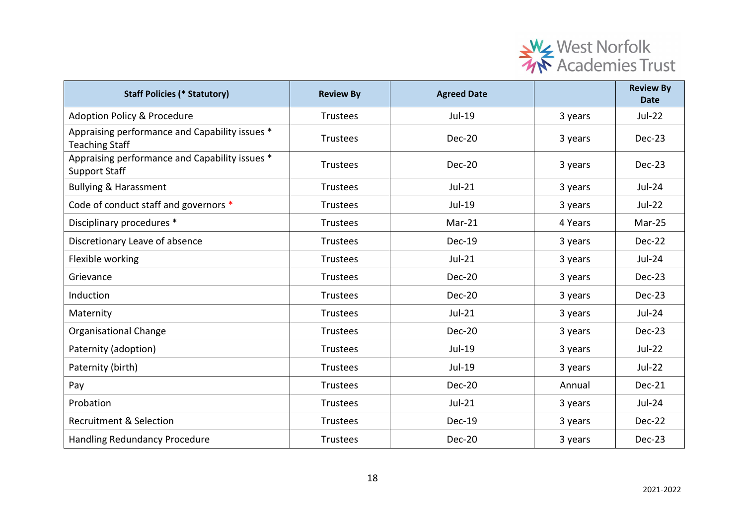| Staff Policies (* Statutory) | Review By | Agreed Date | | Review By Date |
|---|---|---|---|---|
| Adoption Policy & Procedure | Trustees | Jul-19 | 3 years | Jul-22 |
| Appraising performance and Capability issues * Teaching Staff | Trustees | Dec-20 | 3 years | Dec-23 |
| Appraising performance and Capability issues * Support Staff | Trustees | Dec-20 | 3 years | Dec-23 |
| Bullying & Harassment | Trustees | Jul-21 | 3 years | Jul-24 |
| Code of conduct staff and governors * | Trustees | Jul-19 | 3 years | Jul-22 |
| Disciplinary procedures * | Trustees | Mar-21 | 4 Years | Mar-25 |
| Discretionary Leave of absence | Trustees | Dec-19 | 3 years | Dec-22 |
| Flexible working | Trustees | Jul-21 | 3 years | Jul-24 |
| Grievance | Trustees | Dec-20 | 3 years | Dec-23 |
| Induction | Trustees | Dec-20 | 3 years | Dec-23 |
| Maternity | Trustees | Jul-21 | 3 years | Jul-24 |
| Organisational Change | Trustees | Dec-20 | 3 years | Dec-23 |
| Paternity (adoption) | Trustees | Jul-19 | 3 years | Jul-22 |
| Paternity (birth) | Trustees | Jul-19 | 3 years | Jul-22 |
| Pay | Trustees | Dec-20 | Annual | Dec-21 |
| Probation | Trustees | Jul-21 | 3 years | Jul-24 |
| Recruitment & Selection | Trustees | Dec-19 | 3 years | Dec-22 |
| Handling Redundancy Procedure | Trustees | Dec-20 | 3 years | Dec-23 |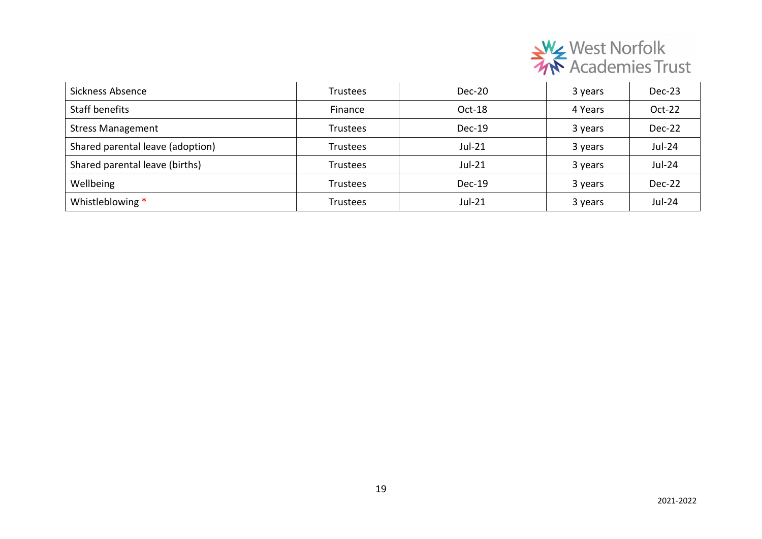| Sickness Absence | Trustees | Dec-20 | 3 years | Dec-23 |
|---|---|---|---|---|
| Staff benefits | Finance | Oct-18 | 4 Years | Oct-22 |
| Stress Management | Trustees | Dec-19 | 3 years | Dec-22 |
| Shared parental leave (adoption) | Trustees | Jul-21 | 3 years | Jul-24 |
| Shared parental leave (births) | Trustees | Jul-21 | 3 years | Jul-24 |
| Wellbeing | Trustees | Dec-19 | 3 years | Dec-22 |
| Whistleblowing * | Trustees | Jul-21 | 3 years | Jul-24 |